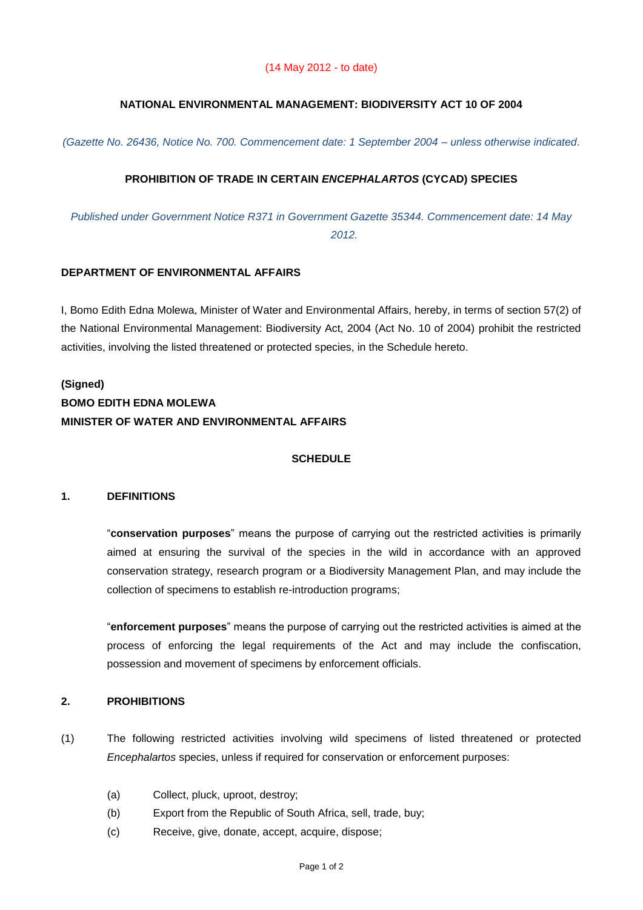(14 May 2012 - to date)

# NATIONAL ENVIRONMENTAL MANAGEMENT: BIODIVERSITY ACT 10 OF 2004

*(Gazette No. 26436, Notice No. 700. Commencement date: 1 September 2004 – unless otherwise indicated.*

## PROHIBITION OF TRADE IN CERTAIN *ENCEPHALARTOS* (CYCAD) SPECIES

*Published under Government Notice R371 in Government Gazette 35344. Commencement date: 14 May 2012.*

**DEPARTMENT OF ENVIRONMENTAL AFFAIRS**

I, Bomo Edith Edna Molewa, Minister of Water and Environmental Affairs, hereby, in terms of section 57(2) of the National Environmental Management: Biodiversity Act, 2004 (Act No. 10 of 2004) prohibit the restricted activities, involving the listed threatened or protected species, in the Schedule hereto.

**(Signed)**
**BOMO EDITH EDNA MOLEWA**
**MINISTER OF WATER AND ENVIRONMENTAL AFFAIRS**

## SCHEDULE

### 1. DEFINITIONS

"**conservation purposes**" means the purpose of carrying out the restricted activities is primarily aimed at ensuring the survival of the species in the wild in accordance with an approved conservation strategy, research program or a Biodiversity Management Plan, and may include the collection of specimens to establish re-introduction programs;

"**enforcement purposes**" means the purpose of carrying out the restricted activities is aimed at the process of enforcing the legal requirements of the Act and may include the confiscation, possession and movement of specimens by enforcement officials.

### 2. PROHIBITIONS

(1) The following restricted activities involving wild specimens of listed threatened or protected *Encephalartos* species, unless if required for conservation or enforcement purposes:

(a) Collect, pluck, uproot, destroy;

(b) Export from the Republic of South Africa, sell, trade, buy;

(c) Receive, give, donate, accept, acquire, dispose;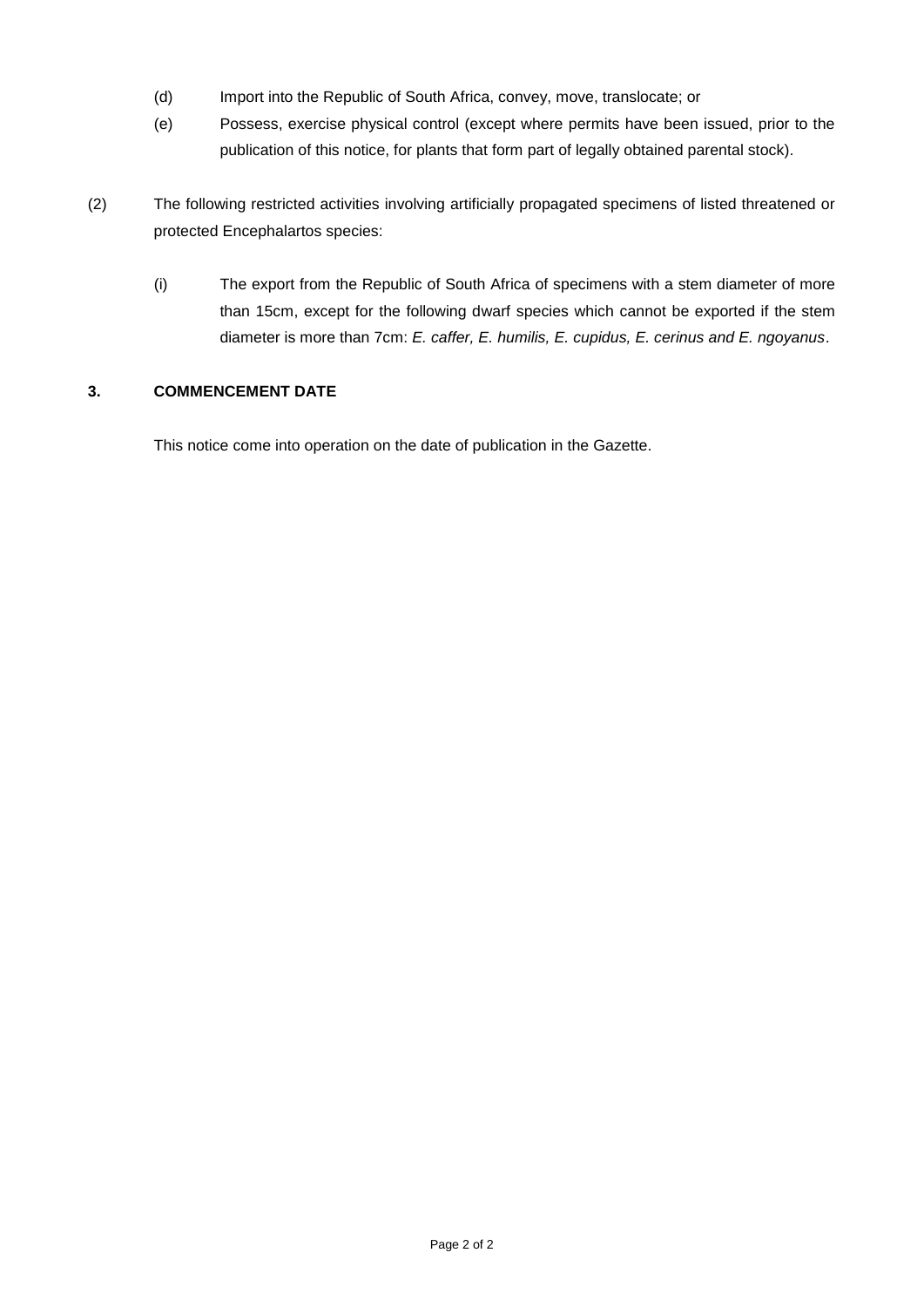(d) Import into the Republic of South Africa, convey, move, translocate; or

(e) Possess, exercise physical control (except where permits have been issued, prior to the publication of this notice, for plants that form part of legally obtained parental stock).

(2) The following restricted activities involving artificially propagated specimens of listed threatened or protected Encephalartos species:

(i) The export from the Republic of South Africa of specimens with a stem diameter of more than 15cm, except for the following dwarf species which cannot be exported if the stem diameter is more than 7cm: *E. caffer, E. humilis, E. cupidus, E. cerinus and E. ngoyanus*.

**3. COMMENCEMENT DATE**

This notice come into operation on the date of publication in the Gazette.